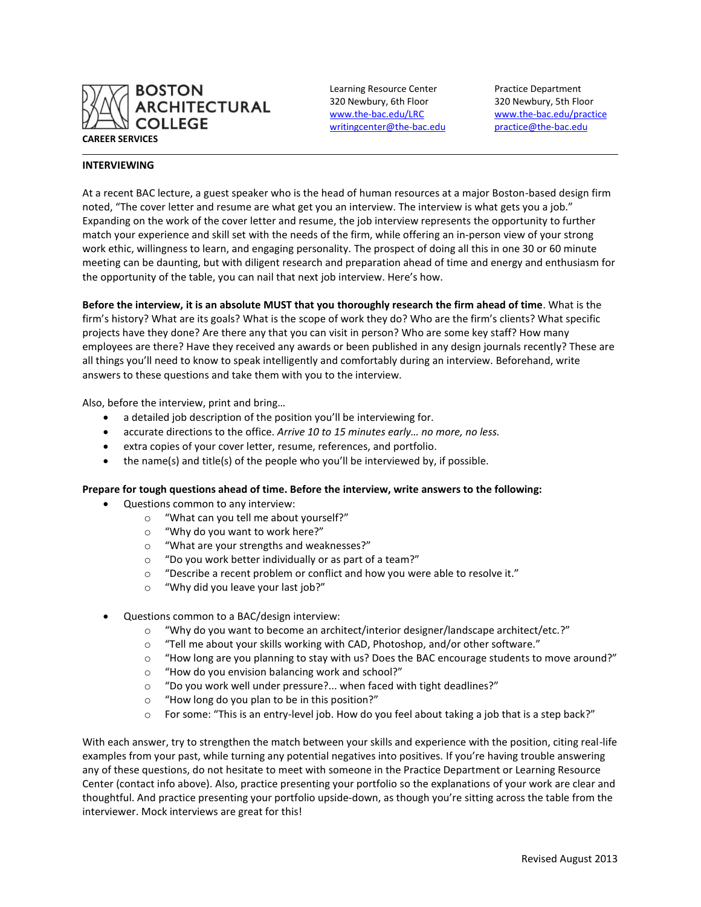**BOSTON ARCHITECTURAL COLLEGE**

**CAREER SERVICES**

Learning Resource Center
320 Newbury, 6th Floor
www.the-bac.edu/LRC
writingcenter@the-bac.edu

Practice Department
320 Newbury, 5th Floor
www.the-bac.edu/practice
practice@the-bac.edu

## INTERVIEWING

At a recent BAC lecture, a guest speaker who is the head of human resources at a major Boston-based design firm noted, "The cover letter and resume are what get you an interview. The interview is what gets you a job." Expanding on the work of the cover letter and resume, the job interview represents the opportunity to further match your experience and skill set with the needs of the firm, while offering an in-person view of your strong work ethic, willingness to learn, and engaging personality. The prospect of doing all this in one 30 or 60 minute meeting can be daunting, but with diligent research and preparation ahead of time and energy and enthusiasm for the opportunity of the table, you can nail that next job interview. Here's how.

**Before the interview, it is an absolute MUST that you thoroughly research the firm ahead of time**. What is the firm's history? What are its goals? What is the scope of work they do? Who are the firm's clients? What specific projects have they done? Are there any that you can visit in person? Who are some key staff? How many employees are there? Have they received any awards or been published in any design journals recently? These are all things you'll need to know to speak intelligently and comfortably during an interview. Beforehand, write answers to these questions and take them with you to the interview.

Also, before the interview, print and bring…

- a detailed job description of the position you'll be interviewing for.
- accurate directions to the office. *Arrive 10 to 15 minutes early… no more, no less.*
- extra copies of your cover letter, resume, references, and portfolio.
- the name(s) and title(s) of the people who you'll be interviewed by, if possible.

**Prepare for tough questions ahead of time. Before the interview, write answers to the following:**

- Questions common to any interview:
  - "What can you tell me about yourself?"
  - "Why do you want to work here?"
  - "What are your strengths and weaknesses?"
  - "Do you work better individually or as part of a team?"
  - "Describe a recent problem or conflict and how you were able to resolve it."
  - "Why did you leave your last job?"

- Questions common to a BAC/design interview:
  - "Why do you want to become an architect/interior designer/landscape architect/etc.?"
  - "Tell me about your skills working with CAD, Photoshop, and/or other software."
  - "How long are you planning to stay with us? Does the BAC encourage students to move around?"
  - "How do you envision balancing work and school?"
  - "Do you work well under pressure?... when faced with tight deadlines?"
  - "How long do you plan to be in this position?"
  - For some: "This is an entry-level job. How do you feel about taking a job that is a step back?"

With each answer, try to strengthen the match between your skills and experience with the position, citing real-life examples from your past, while turning any potential negatives into positives. If you're having trouble answering any of these questions, do not hesitate to meet with someone in the Practice Department or Learning Resource Center (contact info above). Also, practice presenting your portfolio so the explanations of your work are clear and thoughtful. And practice presenting your portfolio upside-down, as though you're sitting across the table from the interviewer. Mock interviews are great for this!

Revised August 2013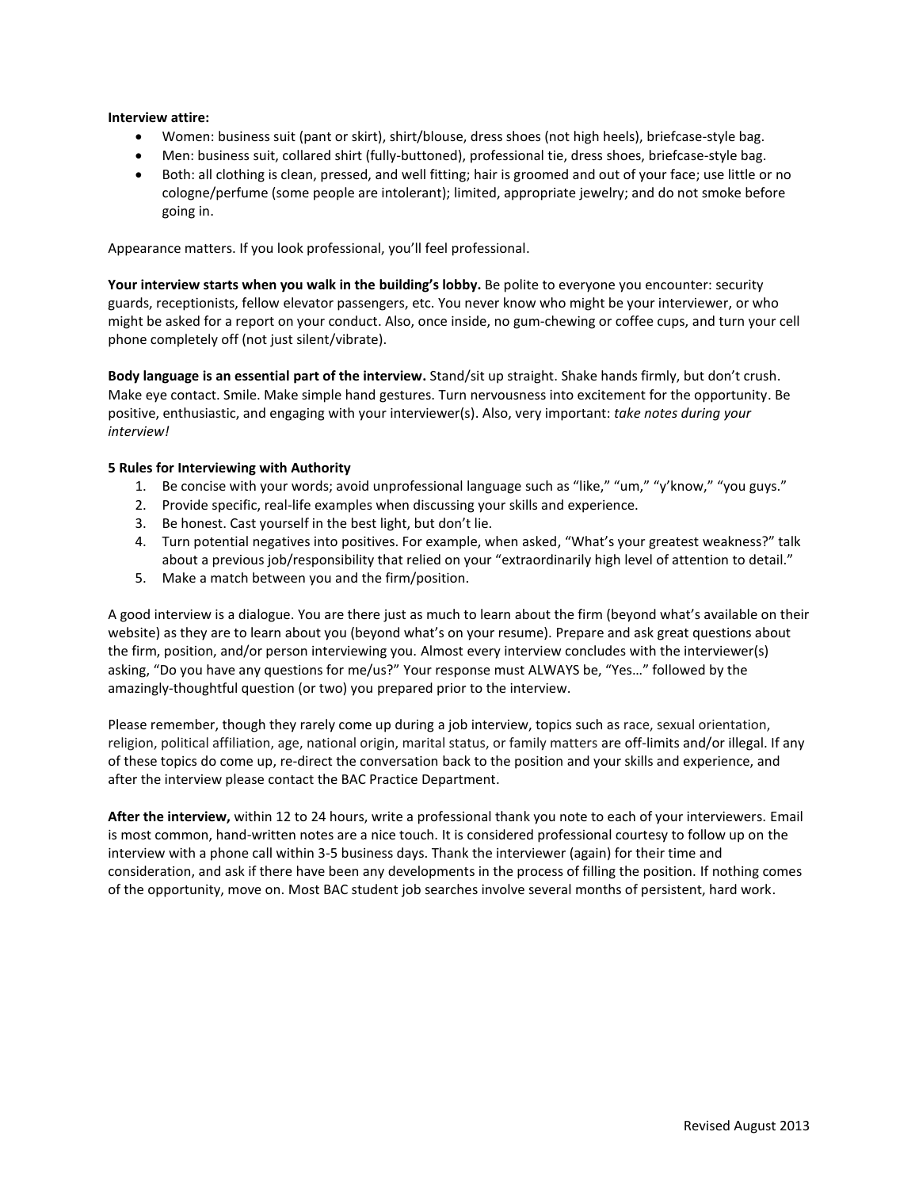**Interview attire:**

- Women: business suit (pant or skirt), shirt/blouse, dress shoes (not high heels), briefcase-style bag.
- Men: business suit, collared shirt (fully-buttoned), professional tie, dress shoes, briefcase-style bag.
- Both: all clothing is clean, pressed, and well fitting; hair is groomed and out of your face; use little or no cologne/perfume (some people are intolerant); limited, appropriate jewelry; and do not smoke before going in.

Appearance matters. If you look professional, you'll feel professional.

**Your interview starts when you walk in the building's lobby.** Be polite to everyone you encounter: security guards, receptionists, fellow elevator passengers, etc. You never know who might be your interviewer, or who might be asked for a report on your conduct. Also, once inside, no gum-chewing or coffee cups, and turn your cell phone completely off (not just silent/vibrate).

**Body language is an essential part of the interview.** Stand/sit up straight. Shake hands firmly, but don't crush. Make eye contact. Smile. Make simple hand gestures. Turn nervousness into excitement for the opportunity. Be positive, enthusiastic, and engaging with your interviewer(s). Also, very important: *take notes during your interview!*

**5 Rules for Interviewing with Authority**

1. Be concise with your words; avoid unprofessional language such as "like," "um," "y'know," "you guys."
2. Provide specific, real-life examples when discussing your skills and experience.
3. Be honest. Cast yourself in the best light, but don't lie.
4. Turn potential negatives into positives. For example, when asked, "What's your greatest weakness?" talk about a previous job/responsibility that relied on your "extraordinarily high level of attention to detail."
5. Make a match between you and the firm/position.

A good interview is a dialogue. You are there just as much to learn about the firm (beyond what's available on their website) as they are to learn about you (beyond what's on your resume). Prepare and ask great questions about the firm, position, and/or person interviewing you. Almost every interview concludes with the interviewer(s) asking, "Do you have any questions for me/us?" Your response must ALWAYS be, "Yes…" followed by the amazingly-thoughtful question (or two) you prepared prior to the interview.

Please remember, though they rarely come up during a job interview, topics such as race, sexual orientation, religion, political affiliation, age, national origin, marital status, or family matters are off-limits and/or illegal. If any of these topics do come up, re-direct the conversation back to the position and your skills and experience, and after the interview please contact the BAC Practice Department.

**After the interview,** within 12 to 24 hours, write a professional thank you note to each of your interviewers. Email is most common, hand-written notes are a nice touch. It is considered professional courtesy to follow up on the interview with a phone call within 3-5 business days. Thank the interviewer (again) for their time and consideration, and ask if there have been any developments in the process of filling the position. If nothing comes of the opportunity, move on. Most BAC student job searches involve several months of persistent, hard work.

Revised August 2013